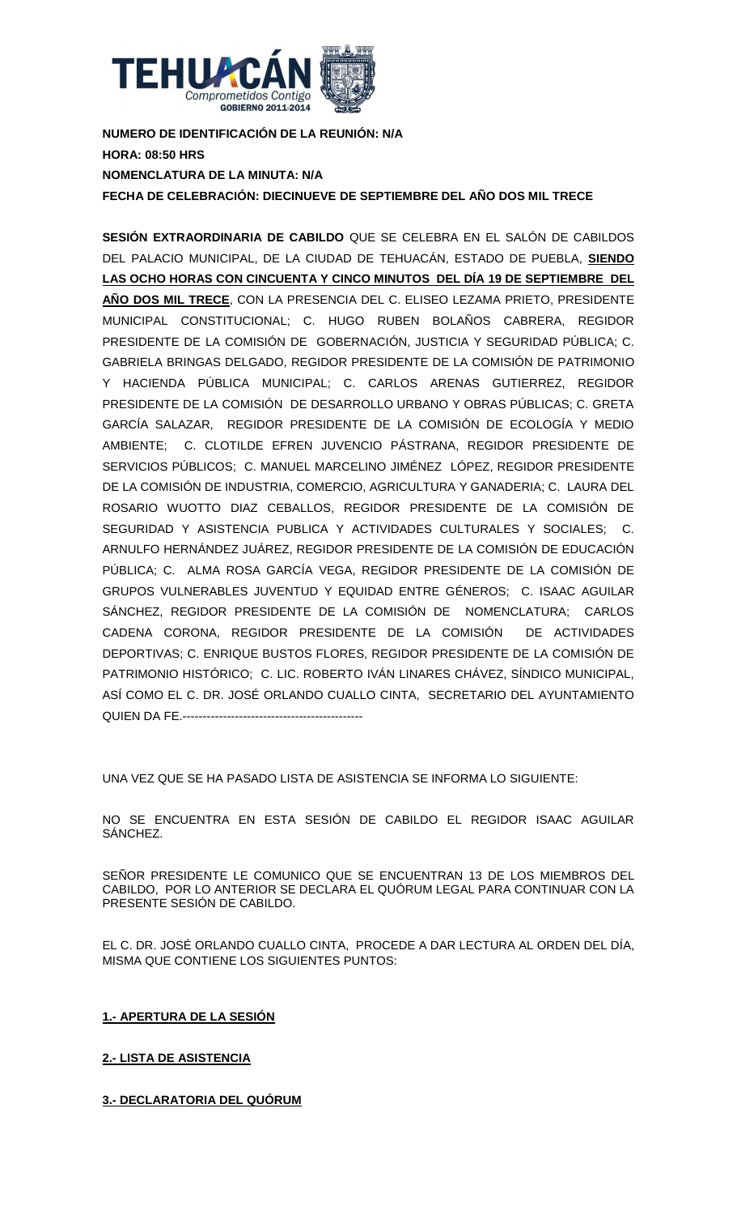**NUMERO DE IDENTIFICACIÓN DE LA REUNIÓN: N/A**

**HORA: 08:50 HRS**

**NOMENCLATURA DE LA MINUTA: N/A**

**FECHA DE CELEBRACIÓN: DIECINUEVE DE SEPTIEMBRE DEL AÑO DOS MIL TRECE**

**SESIÓN EXTRAORDINARIA DE CABILDO** QUE SE CELEBRA EN EL SALÓN DE CABILDOS DEL PALACIO MUNICIPAL, DE LA CIUDAD DE TEHUACÁN, ESTADO DE PUEBLA, **SIENDO LAS OCHO HORAS CON CINCUENTA Y CINCO MINUTOS DEL DÍA 19 DE SEPTIEMBRE DEL AÑO DOS MIL TRECE**, CON LA PRESENCIA DEL C. ELISEO LEZAMA PRIETO, PRESIDENTE MUNICIPAL CONSTITUCIONAL; C. HUGO RUBEN BOLAÑOS CABRERA, REGIDOR PRESIDENTE DE LA COMISIÓN DE GOBERNACIÓN, JUSTICIA Y SEGURIDAD PÚBLICA; C. GABRIELA BRINGAS DELGADO, REGIDOR PRESIDENTE DE LA COMISIÓN DE PATRIMONIO Y HACIENDA PÚBLICA MUNICIPAL; C. CARLOS ARENAS GUTIERREZ, REGIDOR PRESIDENTE DE LA COMISIÓN DE DESARROLLO URBANO Y OBRAS PÚBLICAS; C. GRETA GARCÍA SALAZAR, REGIDOR PRESIDENTE DE LA COMISIÓN DE ECOLOGÍA Y MEDIO AMBIENTE; C. CLOTILDE EFREN JUVENCIO PÁSTRANA, REGIDOR PRESIDENTE DE SERVICIOS PÚBLICOS; C. MANUEL MARCELINO JIMÉNEZ LÓPEZ, REGIDOR PRESIDENTE DE LA COMISIÓN DE INDUSTRIA, COMERCIO, AGRICULTURA Y GANADERIA; C. LAURA DEL ROSARIO WUOTTO DIAZ CEBALLOS, REGIDOR PRESIDENTE DE LA COMISIÓN DE SEGURIDAD Y ASISTENCIA PUBLICA Y ACTIVIDADES CULTURALES Y SOCIALES; C. ARNULFO HERNÁNDEZ JUÁREZ, REGIDOR PRESIDENTE DE LA COMISIÓN DE EDUCACIÓN PÚBLICA; C. ALMA ROSA GARCÍA VEGA, REGIDOR PRESIDENTE DE LA COMISIÓN DE GRUPOS VULNERABLES JUVENTUD Y EQUIDAD ENTRE GÉNEROS; C. ISAAC AGUILAR SÁNCHEZ, REGIDOR PRESIDENTE DE LA COMISIÓN DE NOMENCLATURA; CARLOS CADENA CORONA, REGIDOR PRESIDENTE DE LA COMISIÓN DE ACTIVIDADES DEPORTIVAS; C. ENRIQUE BUSTOS FLORES, REGIDOR PRESIDENTE DE LA COMISIÓN DE PATRIMONIO HISTÓRICO; C. LIC. ROBERTO IVÁN LINARES CHÁVEZ, SÍNDICO MUNICIPAL, ASÍ COMO EL C. DR. JOSÉ ORLANDO CUALLO CINTA, SECRETARIO DEL AYUNTAMIENTO QUIEN DA FE.---------------------------------------------

UNA VEZ QUE SE HA PASADO LISTA DE ASISTENCIA SE INFORMA LO SIGUIENTE:

NO SE ENCUENTRA EN ESTA SESIÓN DE CABILDO EL REGIDOR ISAAC AGUILAR SÁNCHEZ.

SEÑOR PRESIDENTE LE COMUNICO QUE SE ENCUENTRAN 13 DE LOS MIEMBROS DEL CABILDO, POR LO ANTERIOR SE DECLARA EL QUÓRUM LEGAL PARA CONTINUAR CON LA PRESENTE SESIÓN DE CABILDO.

EL C. DR. JOSÉ ORLANDO CUALLO CINTA, PROCEDE A DAR LECTURA AL ORDEN DEL DÍA, MISMA QUE CONTIENE LOS SIGUIENTES PUNTOS:

**1.- APERTURA DE LA SESIÓN**

**2.- LISTA DE ASISTENCIA**

**3.- DECLARATORIA DEL QUÓRUM**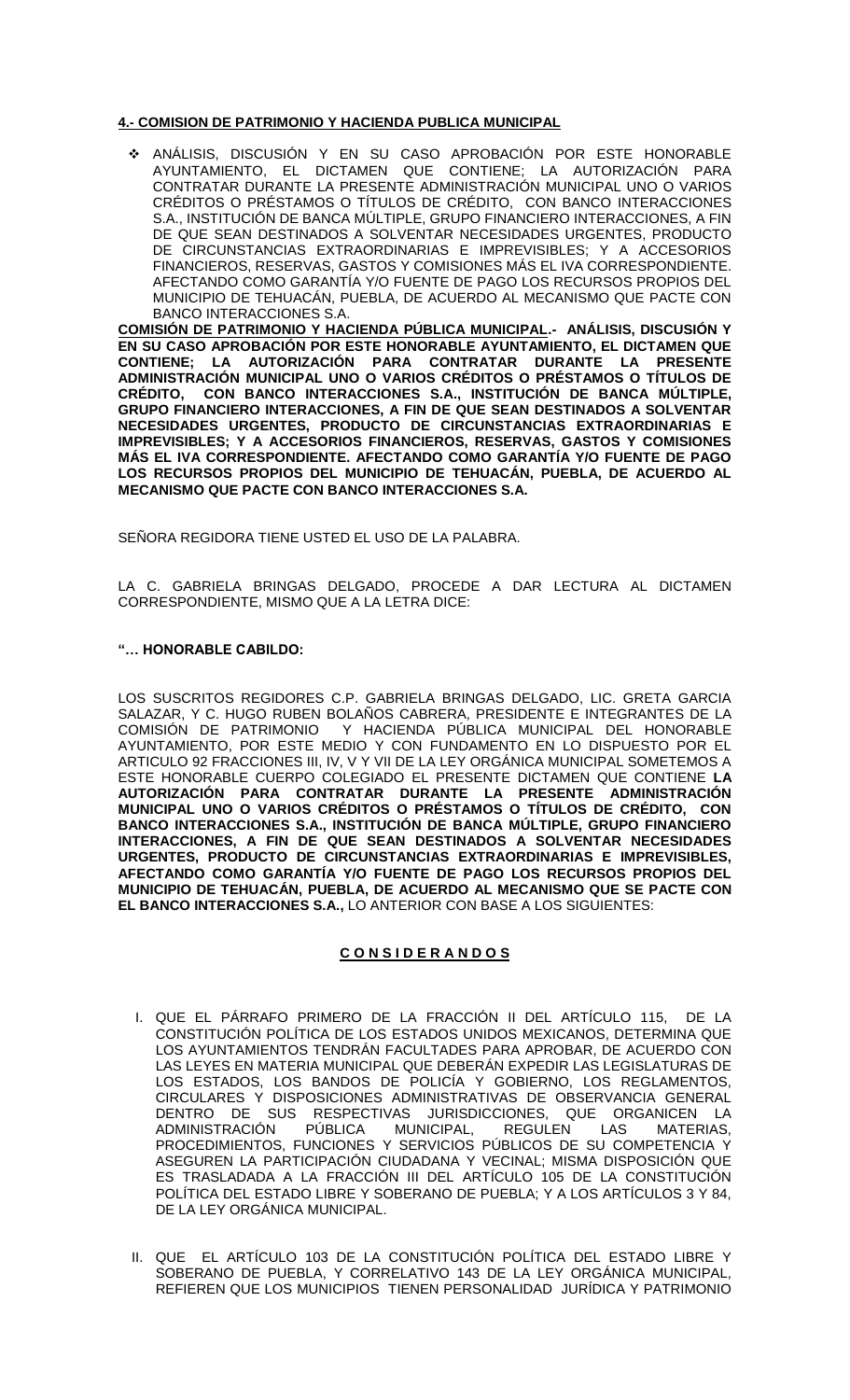**4.- COMISION DE PATRIMONIO Y HACIENDA PUBLICA MUNICIPAL**

- ❖ ANÁLISIS, DISCUSIÓN Y EN SU CASO APROBACIÓN POR ESTE HONORABLE AYUNTAMIENTO, EL DICTAMEN QUE CONTIENE; LA AUTORIZACIÓN PARA CONTRATAR DURANTE LA PRESENTE ADMINISTRACIÓN MUNICIPAL UNO O VARIOS CRÉDITOS O PRÉSTAMOS O TÍTULOS DE CRÉDITO, CON BANCO INTERACCIONES S.A., INSTITUCIÓN DE BANCA MÚLTIPLE, GRUPO FINANCIERO INTERACCIONES, A FIN DE QUE SEAN DESTINADOS A SOLVENTAR NECESIDADES URGENTES, PRODUCTO DE CIRCUNSTANCIAS EXTRAORDINARIAS E IMPREVISIBLES; Y A ACCESORIOS FINANCIEROS, RESERVAS, GASTOS Y COMISIONES MÁS EL IVA CORRESPONDIENTE. AFECTANDO COMO GARANTÍA Y/O FUENTE DE PAGO LOS RECURSOS PROPIOS DEL MUNICIPIO DE TEHUACÁN, PUEBLA, DE ACUERDO AL MECANISMO QUE PACTE CON BANCO INTERACCIONES S.A.

**COMISIÓN DE PATRIMONIO Y HACIENDA PÚBLICA MUNICIPAL.- ANÁLISIS, DISCUSIÓN Y EN SU CASO APROBACIÓN POR ESTE HONORABLE AYUNTAMIENTO, EL DICTAMEN QUE CONTIENE; LA AUTORIZACIÓN PARA CONTRATAR DURANTE LA PRESENTE ADMINISTRACIÓN MUNICIPAL UNO O VARIOS CRÉDITOS O PRÉSTAMOS O TÍTULOS DE CRÉDITO, CON BANCO INTERACCIONES S.A., INSTITUCIÓN DE BANCA MÚLTIPLE, GRUPO FINANCIERO INTERACCIONES, A FIN DE QUE SEAN DESTINADOS A SOLVENTAR NECESIDADES URGENTES, PRODUCTO DE CIRCUNSTANCIAS EXTRAORDINARIAS E IMPREVISIBLES; Y A ACCESORIOS FINANCIEROS, RESERVAS, GASTOS Y COMISIONES MÁS EL IVA CORRESPONDIENTE. AFECTANDO COMO GARANTÍA Y/O FUENTE DE PAGO LOS RECURSOS PROPIOS DEL MUNICIPIO DE TEHUACÁN, PUEBLA, DE ACUERDO AL MECANISMO QUE PACTE CON BANCO INTERACCIONES S.A.**

SEÑORA REGIDORA TIENE USTED EL USO DE LA PALABRA.

LA C. GABRIELA BRINGAS DELGADO, PROCEDE A DAR LECTURA AL DICTAMEN CORRESPONDIENTE, MISMO QUE A LA LETRA DICE:

**"… HONORABLE CABILDO:**

LOS SUSCRITOS REGIDORES C.P. GABRIELA BRINGAS DELGADO, LIC. GRETA GARCIA SALAZAR, Y C. HUGO RUBEN BOLAÑOS CABRERA, PRESIDENTE E INTEGRANTES DE LA COMISIÓN DE PATRIMONIO Y HACIENDA PÚBLICA MUNICIPAL DEL HONORABLE AYUNTAMIENTO, POR ESTE MEDIO Y CON FUNDAMENTO EN LO DISPUESTO POR EL ARTICULO 92 FRACCIONES III, IV, V Y VII DE LA LEY ORGÁNICA MUNICIPAL SOMETEMOS A ESTE HONORABLE CUERPO COLEGIADO EL PRESENTE DICTAMEN QUE CONTIENE **LA AUTORIZACIÓN PARA CONTRATAR DURANTE LA PRESENTE ADMINISTRACIÓN MUNICIPAL UNO O VARIOS CRÉDITOS O PRÉSTAMOS O TÍTULOS DE CRÉDITO, CON BANCO INTERACCIONES S.A., INSTITUCIÓN DE BANCA MÚLTIPLE, GRUPO FINANCIERO INTERACCIONES, A FIN DE QUE SEAN DESTINADOS A SOLVENTAR NECESIDADES URGENTES, PRODUCTO DE CIRCUNSTANCIAS EXTRAORDINARIAS E IMPREVISIBLES, AFECTANDO COMO GARANTÍA Y/O FUENTE DE PAGO LOS RECURSOS PROPIOS DEL MUNICIPIO DE TEHUACÁN, PUEBLA, DE ACUERDO AL MECANISMO QUE SE PACTE CON EL BANCO INTERACCIONES S.A.,** LO ANTERIOR CON BASE A LOS SIGUIENTES:

**C O N S I D E R A N D O S**

I. QUE EL PÁRRAFO PRIMERO DE LA FRACCIÓN II DEL ARTÍCULO 115, DE LA CONSTITUCIÓN POLÍTICA DE LOS ESTADOS UNIDOS MEXICANOS, DETERMINA QUE LOS AYUNTAMIENTOS TENDRÁN FACULTADES PARA APROBAR, DE ACUERDO CON LAS LEYES EN MATERIA MUNICIPAL QUE DEBERÁN EXPEDIR LAS LEGISLATURAS DE LOS ESTADOS, LOS BANDOS DE POLICÍA Y GOBIERNO, LOS REGLAMENTOS, CIRCULARES Y DISPOSICIONES ADMINISTRATIVAS DE OBSERVANCIA GENERAL DENTRO DE SUS RESPECTIVAS JURISDICCIONES, QUE ORGANICEN LA ADMINISTRACIÓN PÚBLICA MUNICIPAL, REGULEN LAS MATERIAS, PROCEDIMIENTOS, FUNCIONES Y SERVICIOS PÚBLICOS DE SU COMPETENCIA Y ASEGUREN LA PARTICIPACIÓN CIUDADANA Y VECINAL; MISMA DISPOSICIÓN QUE ES TRASLADADA A LA FRACCIÓN III DEL ARTÍCULO 105 DE LA CONSTITUCIÓN POLÍTICA DEL ESTADO LIBRE Y SOBERANO DE PUEBLA; Y A LOS ARTÍCULOS 3 Y 84, DE LA LEY ORGÁNICA MUNICIPAL.

II. QUE EL ARTÍCULO 103 DE LA CONSTITUCIÓN POLÍTICA DEL ESTADO LIBRE Y SOBERANO DE PUEBLA, Y CORRELATIVO 143 DE LA LEY ORGÁNICA MUNICIPAL, REFIEREN QUE LOS MUNICIPIOS TIENEN PERSONALIDAD JURÍDICA Y PATRIMONIO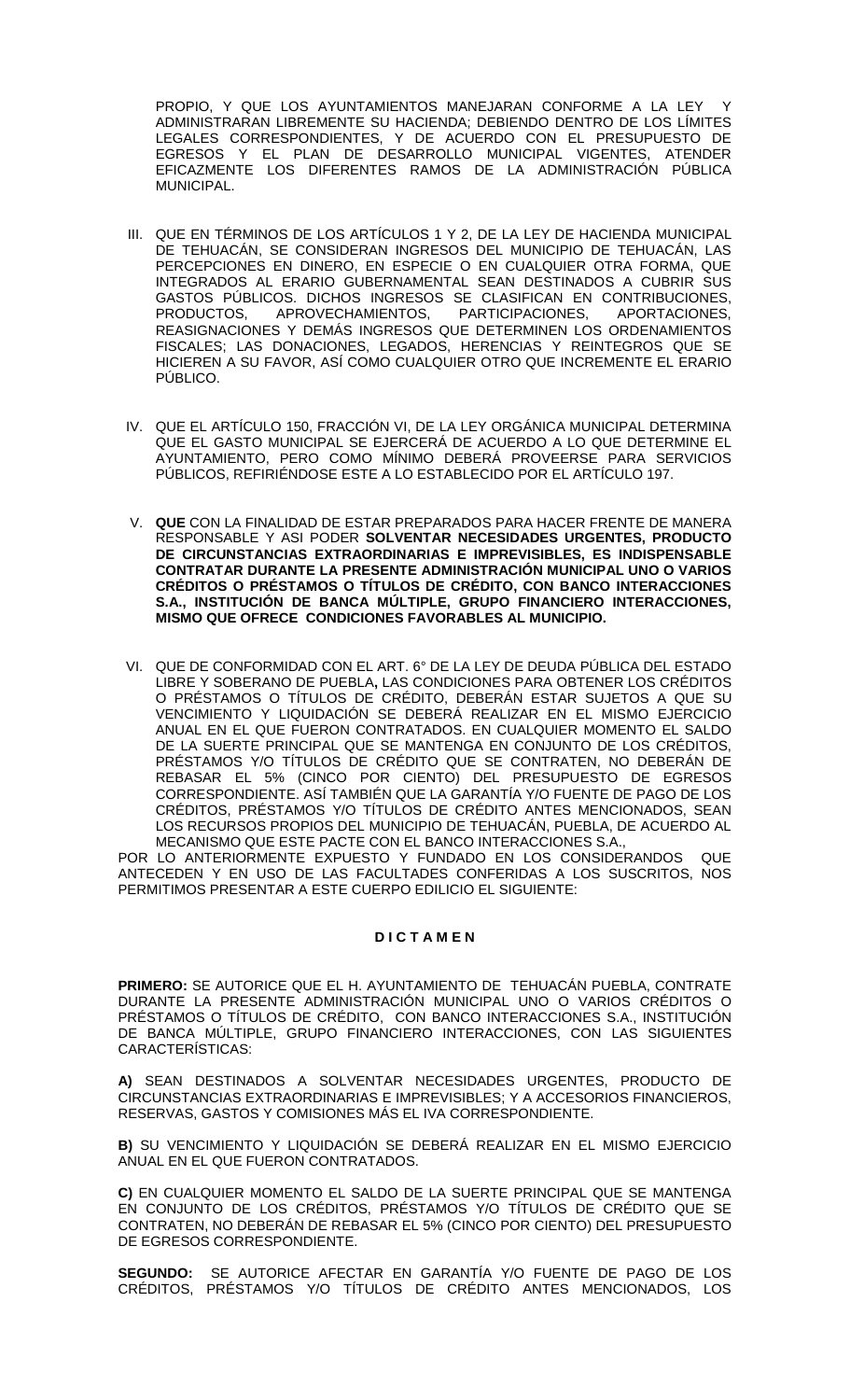PROPIO, Y QUE LOS AYUNTAMIENTOS MANEJARAN CONFORME A LA LEY Y ADMINISTRARAN LIBREMENTE SU HACIENDA; DEBIENDO DENTRO DE LOS LÍMITES LEGALES CORRESPONDIENTES, Y DE ACUERDO CON EL PRESUPUESTO DE EGRESOS Y EL PLAN DE DESARROLLO MUNICIPAL VIGENTES, ATENDER EFICAZMENTE LOS DIFERENTES RAMOS DE LA ADMINISTRACIÓN PÚBLICA MUNICIPAL.

III. QUE EN TÉRMINOS DE LOS ARTÍCULOS 1 Y 2, DE LA LEY DE HACIENDA MUNICIPAL DE TEHUACÁN, SE CONSIDERAN INGRESOS DEL MUNICIPIO DE TEHUACÁN, LAS PERCEPCIONES EN DINERO, EN ESPECIE O EN CUALQUIER OTRA FORMA, QUE INTEGRADOS AL ERARIO GUBERNAMENTAL SEAN DESTINADOS A CUBRIR SUS GASTOS PÚBLICOS. DICHOS INGRESOS SE CLASIFICAN EN CONTRIBUCIONES, PRODUCTOS, APROVECHAMIENTOS, PARTICIPACIONES, APORTACIONES, REASIGNACIONES Y DEMÁS INGRESOS QUE DETERMINEN LOS ORDENAMIENTOS FISCALES; LAS DONACIONES, LEGADOS, HERENCIAS Y REINTEGROS QUE SE HICIEREN A SU FAVOR, ASÍ COMO CUALQUIER OTRO QUE INCREMENTE EL ERARIO PÚBLICO.

IV. QUE EL ARTÍCULO 150, FRACCIÓN VI, DE LA LEY ORGÁNICA MUNICIPAL DETERMINA QUE EL GASTO MUNICIPAL SE EJERCERÁ DE ACUERDO A LO QUE DETERMINE EL AYUNTAMIENTO, PERO COMO MÍNIMO DEBERÁ PROVEERSE PARA SERVICIOS PÚBLICOS, REFIRIÉNDOSE ESTE A LO ESTABLECIDO POR EL ARTÍCULO 197.

V. **QUE** CON LA FINALIDAD DE ESTAR PREPARADOS PARA HACER FRENTE DE MANERA RESPONSABLE Y ASI PODER **SOLVENTAR NECESIDADES URGENTES, PRODUCTO DE CIRCUNSTANCIAS EXTRAORDINARIAS E IMPREVISIBLES, ES INDISPENSABLE CONTRATAR DURANTE LA PRESENTE ADMINISTRACIÓN MUNICIPAL UNO O VARIOS CRÉDITOS O PRÉSTAMOS O TÍTULOS DE CRÉDITO, CON BANCO INTERACCIONES S.A., INSTITUCIÓN DE BANCA MÚLTIPLE, GRUPO FINANCIERO INTERACCIONES, MISMO QUE OFRECE CONDICIONES FAVORABLES AL MUNICIPIO.**

VI. QUE DE CONFORMIDAD CON EL ART. 6° DE LA LEY DE DEUDA PÚBLICA DEL ESTADO LIBRE Y SOBERANO DE PUEBLA**,** LAS CONDICIONES PARA OBTENER LOS CRÉDITOS O PRÉSTAMOS O TÍTULOS DE CRÉDITO, DEBERÁN ESTAR SUJETOS A QUE SU VENCIMIENTO Y LIQUIDACIÓN SE DEBERÁ REALIZAR EN EL MISMO EJERCICIO ANUAL EN EL QUE FUERON CONTRATADOS. EN CUALQUIER MOMENTO EL SALDO DE LA SUERTE PRINCIPAL QUE SE MANTENGA EN CONJUNTO DE LOS CRÉDITOS, PRÉSTAMOS Y/O TÍTULOS DE CRÉDITO QUE SE CONTRATEN, NO DEBERÁN DE REBASAR EL 5% (CINCO POR CIENTO) DEL PRESUPUESTO DE EGRESOS CORRESPONDIENTE. ASÍ TAMBIÉN QUE LA GARANTÍA Y/O FUENTE DE PAGO DE LOS CRÉDITOS, PRÉSTAMOS Y/O TÍTULOS DE CRÉDITO ANTES MENCIONADOS, SEAN LOS RECURSOS PROPIOS DEL MUNICIPIO DE TEHUACÁN, PUEBLA, DE ACUERDO AL MECANISMO QUE ESTE PACTE CON EL BANCO INTERACCIONES S.A.,

POR LO ANTERIORMENTE EXPUESTO Y FUNDADO EN LOS CONSIDERANDOS QUE ANTECEDEN Y EN USO DE LAS FACULTADES CONFERIDAS A LOS SUSCRITOS, NOS PERMITIMOS PRESENTAR A ESTE CUERPO EDILICIO EL SIGUIENTE:

**D I C T A M E N**

**PRIMERO:** SE AUTORICE QUE EL H. AYUNTAMIENTO DE TEHUACÁN PUEBLA, CONTRATE DURANTE LA PRESENTE ADMINISTRACIÓN MUNICIPAL UNO O VARIOS CRÉDITOS O PRÉSTAMOS O TÍTULOS DE CRÉDITO, CON BANCO INTERACCIONES S.A., INSTITUCIÓN DE BANCA MÚLTIPLE, GRUPO FINANCIERO INTERACCIONES, CON LAS SIGUIENTES CARACTERÍSTICAS:

**A)** SEAN DESTINADOS A SOLVENTAR NECESIDADES URGENTES, PRODUCTO DE CIRCUNSTANCIAS EXTRAORDINARIAS E IMPREVISIBLES; Y A ACCESORIOS FINANCIEROS, RESERVAS, GASTOS Y COMISIONES MÁS EL IVA CORRESPONDIENTE.

**B)** SU VENCIMIENTO Y LIQUIDACIÓN SE DEBERÁ REALIZAR EN EL MISMO EJERCICIO ANUAL EN EL QUE FUERON CONTRATADOS.

**C)** EN CUALQUIER MOMENTO EL SALDO DE LA SUERTE PRINCIPAL QUE SE MANTENGA EN CONJUNTO DE LOS CRÉDITOS, PRÉSTAMOS Y/O TÍTULOS DE CRÉDITO QUE SE CONTRATEN, NO DEBERÁN DE REBASAR EL 5% (CINCO POR CIENTO) DEL PRESUPUESTO DE EGRESOS CORRESPONDIENTE.

**SEGUNDO:** SE AUTORICE AFECTAR EN GARANTÍA Y/O FUENTE DE PAGO DE LOS CRÉDITOS, PRÉSTAMOS Y/O TÍTULOS DE CRÉDITO ANTES MENCIONADOS, LOS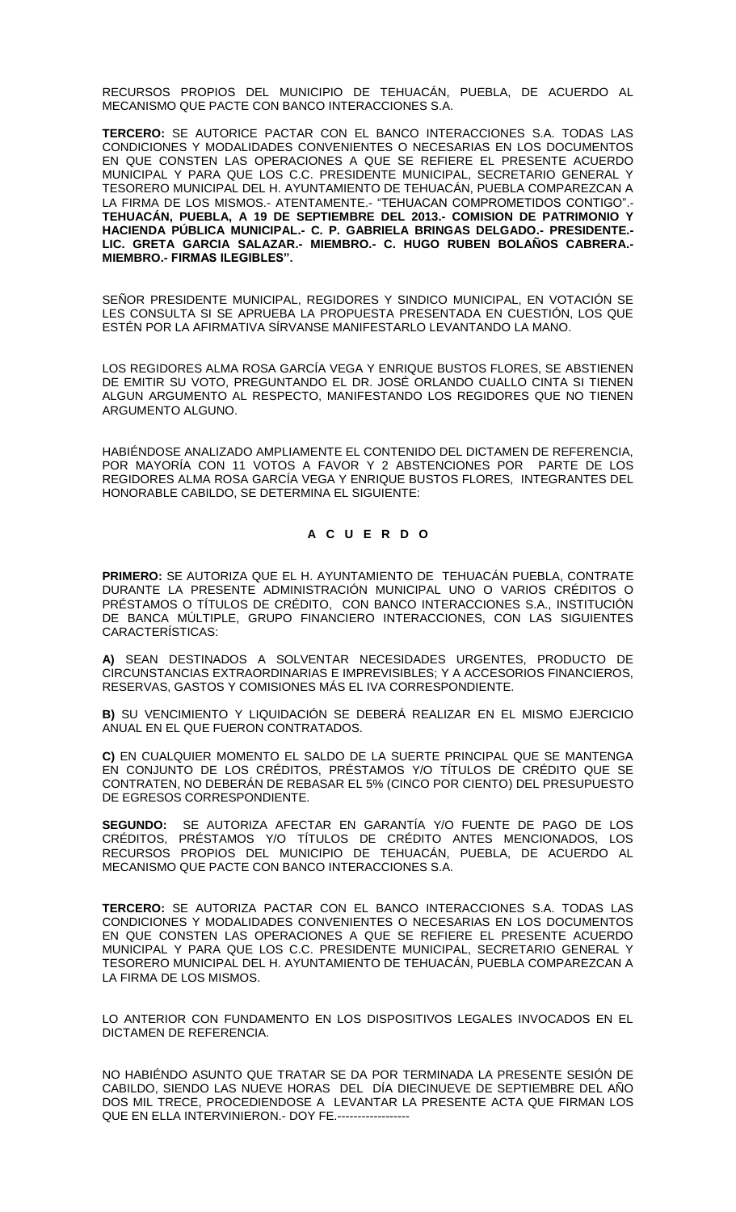RECURSOS PROPIOS DEL MUNICIPIO DE TEHUACÁN, PUEBLA, DE ACUERDO AL MECANISMO QUE PACTE CON BANCO INTERACCIONES S.A.

**TERCERO:** SE AUTORICE PACTAR CON EL BANCO INTERACCIONES S.A. TODAS LAS CONDICIONES Y MODALIDADES CONVENIENTES O NECESARIAS EN LOS DOCUMENTOS EN QUE CONSTEN LAS OPERACIONES A QUE SE REFIERE EL PRESENTE ACUERDO MUNICIPAL Y PARA QUE LOS C.C. PRESIDENTE MUNICIPAL, SECRETARIO GENERAL Y TESORERO MUNICIPAL DEL H. AYUNTAMIENTO DE TEHUACÁN, PUEBLA COMPAREZCAN A LA FIRMA DE LOS MISMOS.- ATENTAMENTE.- "TEHUACAN COMPROMETIDOS CONTIGO".- **TEHUACÁN, PUEBLA, A 19 DE SEPTIEMBRE DEL 2013.- COMISION DE PATRIMONIO Y HACIENDA PÚBLICA MUNICIPAL.- C. P. GABRIELA BRINGAS DELGADO.- PRESIDENTE.- LIC. GRETA GARCIA SALAZAR.- MIEMBRO.- C. HUGO RUBEN BOLAÑOS CABRERA.- MIEMBRO.- FIRMAS ILEGIBLES".**

SEÑOR PRESIDENTE MUNICIPAL, REGIDORES Y SINDICO MUNICIPAL, EN VOTACIÓN SE LES CONSULTA SI SE APRUEBA LA PROPUESTA PRESENTADA EN CUESTIÓN, LOS QUE ESTÉN POR LA AFIRMATIVA SÍRVANSE MANIFESTARLO LEVANTANDO LA MANO.

LOS REGIDORES ALMA ROSA GARCÍA VEGA Y ENRIQUE BUSTOS FLORES, SE ABSTIENEN DE EMITIR SU VOTO, PREGUNTANDO EL DR. JOSÉ ORLANDO CUALLO CINTA SI TIENEN ALGUN ARGUMENTO AL RESPECTO, MANIFESTANDO LOS REGIDORES QUE NO TIENEN ARGUMENTO ALGUNO.

HABIÉNDOSE ANALIZADO AMPLIAMENTE EL CONTENIDO DEL DICTAMEN DE REFERENCIA, POR MAYORÍA CON 11 VOTOS A FAVOR Y 2 ABSTENCIONES POR PARTE DE LOS REGIDORES ALMA ROSA GARCÍA VEGA Y ENRIQUE BUSTOS FLORES, INTEGRANTES DEL HONORABLE CABILDO, SE DETERMINA EL SIGUIENTE:

## A C U E R D O

**PRIMERO:** SE AUTORIZA QUE EL H. AYUNTAMIENTO DE TEHUACÁN PUEBLA, CONTRATE DURANTE LA PRESENTE ADMINISTRACIÓN MUNICIPAL UNO O VARIOS CRÉDITOS O PRÉSTAMOS O TÍTULOS DE CRÉDITO, CON BANCO INTERACCIONES S.A., INSTITUCIÓN DE BANCA MÚLTIPLE, GRUPO FINANCIERO INTERACCIONES, CON LAS SIGUIENTES CARACTERÍSTICAS:

**A)** SEAN DESTINADOS A SOLVENTAR NECESIDADES URGENTES, PRODUCTO DE CIRCUNSTANCIAS EXTRAORDINARIAS E IMPREVISIBLES; Y A ACCESORIOS FINANCIEROS, RESERVAS, GASTOS Y COMISIONES MÁS EL IVA CORRESPONDIENTE.

**B)** SU VENCIMIENTO Y LIQUIDACIÓN SE DEBERÁ REALIZAR EN EL MISMO EJERCICIO ANUAL EN EL QUE FUERON CONTRATADOS.

**C)** EN CUALQUIER MOMENTO EL SALDO DE LA SUERTE PRINCIPAL QUE SE MANTENGA EN CONJUNTO DE LOS CRÉDITOS, PRÉSTAMOS Y/O TÍTULOS DE CRÉDITO QUE SE CONTRATEN, NO DEBERÁN DE REBASAR EL 5% (CINCO POR CIENTO) DEL PRESUPUESTO DE EGRESOS CORRESPONDIENTE.

**SEGUNDO:** SE AUTORIZA AFECTAR EN GARANTÍA Y/O FUENTE DE PAGO DE LOS CRÉDITOS, PRÉSTAMOS Y/O TÍTULOS DE CRÉDITO ANTES MENCIONADOS, LOS RECURSOS PROPIOS DEL MUNICIPIO DE TEHUACÁN, PUEBLA, DE ACUERDO AL MECANISMO QUE PACTE CON BANCO INTERACCIONES S.A.

**TERCERO:** SE AUTORIZA PACTAR CON EL BANCO INTERACCIONES S.A. TODAS LAS CONDICIONES Y MODALIDADES CONVENIENTES O NECESARIAS EN LOS DOCUMENTOS EN QUE CONSTEN LAS OPERACIONES A QUE SE REFIERE EL PRESENTE ACUERDO MUNICIPAL Y PARA QUE LOS C.C. PRESIDENTE MUNICIPAL, SECRETARIO GENERAL Y TESORERO MUNICIPAL DEL H. AYUNTAMIENTO DE TEHUACÁN, PUEBLA COMPAREZCAN A LA FIRMA DE LOS MISMOS.

LO ANTERIOR CON FUNDAMENTO EN LOS DISPOSITIVOS LEGALES INVOCADOS EN EL DICTAMEN DE REFERENCIA.

NO HABIÉNDO ASUNTO QUE TRATAR SE DA POR TERMINADA LA PRESENTE SESIÓN DE CABILDO, SIENDO LAS NUEVE HORAS DEL DÍA DIECINUEVE DE SEPTIEMBRE DEL AÑO DOS MIL TRECE, PROCEDIENDOSE A LEVANTAR LA PRESENTE ACTA QUE FIRMAN LOS QUE EN ELLA INTERVINIERON.- DOY FE.------------------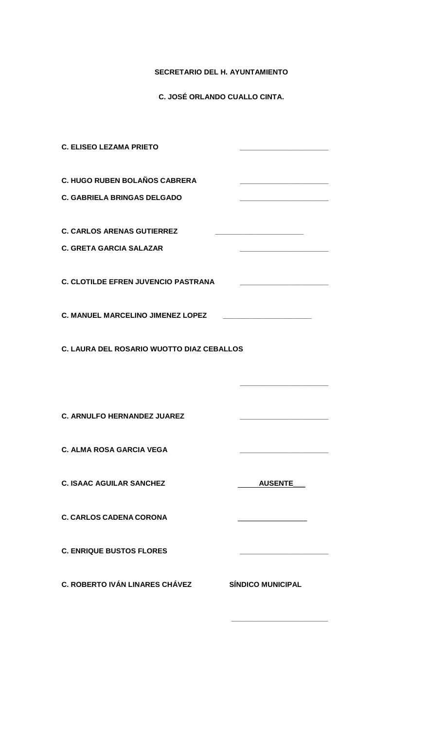**SECRETARIO DEL H. AYUNTAMIENTO**

**C. JOSÉ ORLANDO CUALLO CINTA.**

| | |
|---|---|
| **C. ELISEO LEZAMA PRIETO** | ____________________ |
| **C. HUGO RUBEN BOLAÑOS CABRERA** | ____________________ |
| **C. GABRIELA BRINGAS DELGADO** | ____________________ |
| **C. CARLOS ARENAS GUTIERREZ** | ____________________ |
| **C. GRETA GARCIA SALAZAR** | ____________________ |
| **C. CLOTILDE EFREN JUVENCIO PASTRANA** | ____________________ |
| **C. MANUEL MARCELINO JIMENEZ LOPEZ** | ____________________ |
| **C. LAURA DEL ROSARIO WUOTTO DIAZ CEBALLOS** | ____________________ |
| **C. ARNULFO HERNANDEZ JUAREZ** | ____________________ |
| **C. ALMA ROSA GARCIA VEGA** | ____________________ |
| **C. ISAAC AGUILAR SANCHEZ** | **AUSENTE** |
| **C. CARLOS CADENA CORONA** | ____________________ |
| **C. ENRIQUE BUSTOS FLORES** | ____________________ |
| **C. ROBERTO IVÁN LINARES CHÁVEZ** | **SÍNDICO MUNICIPAL** |
| | ____________________ |